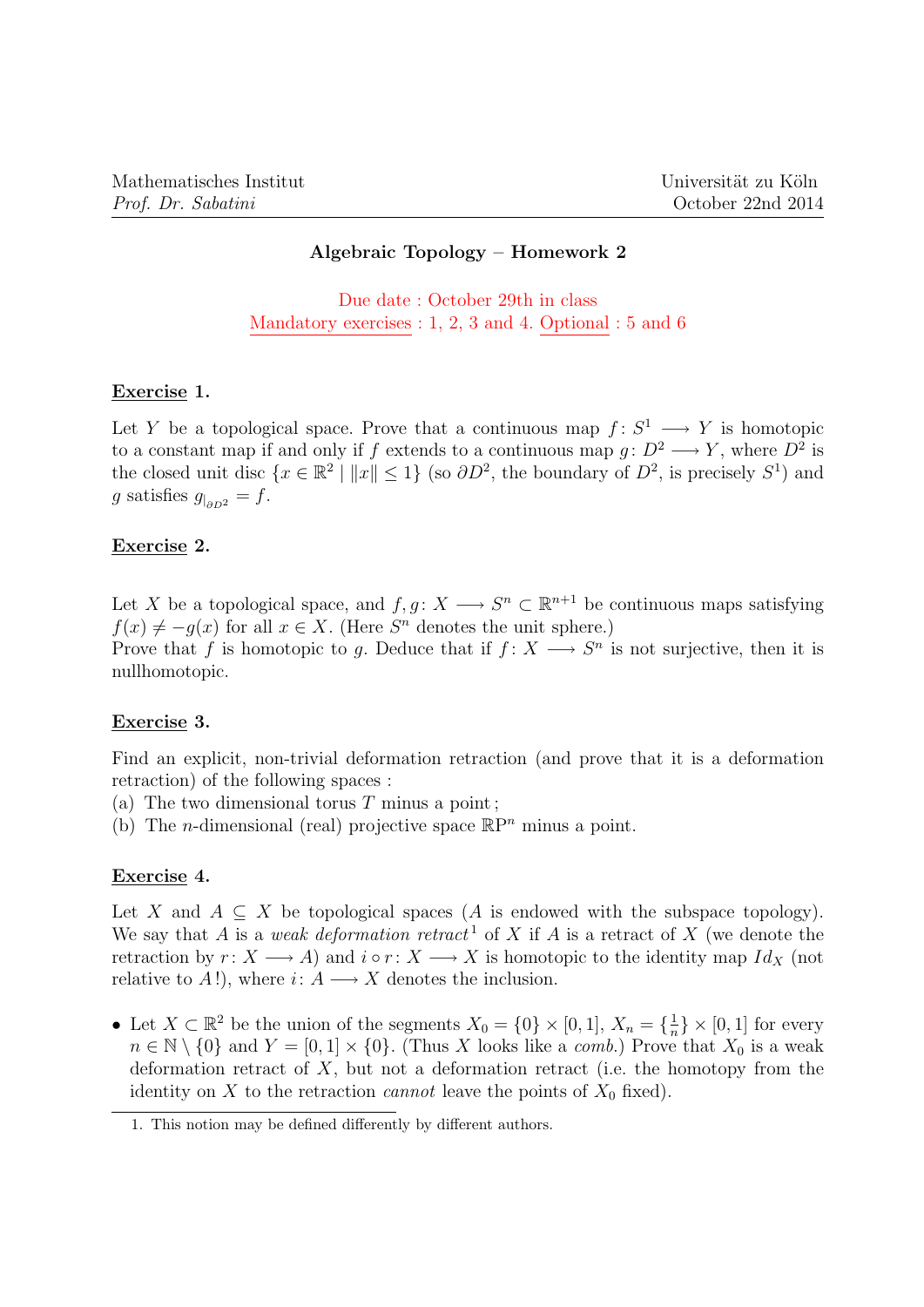Mathematisches Institut
*Prof. Dr. Sabatini*

Universität zu Köln
October 22nd 2014

## Algebraic Topology – Homework 2

Due date : October 29th in class
Mandatory exercises : 1, 2, 3 and 4. Optional : 5 and 6

### Exercise 1.

Let $Y$ be a topological space. Prove that a continuous map $f\colon S^1 \longrightarrow Y$ is homotopic to a constant map if and only if $f$ extends to a continuous map $g\colon D^2 \longrightarrow Y$, where $D^2$ is the closed unit disc $\{x \in \mathbb{R}^2 \mid \|x\| \leq 1\}$ (so $\partial D^2$, the boundary of $D^2$, is precisely $S^1$) and $g$ satisfies $g_{|_{\partial D^2}} = f$.

### Exercise 2.

Let $X$ be a topological space, and $f, g\colon X \longrightarrow S^n \subset \mathbb{R}^{n+1}$ be continuous maps satisfying $f(x) \neq -g(x)$ for all $x \in X$. (Here $S^n$ denotes the unit sphere.)
Prove that $f$ is homotopic to $g$. Deduce that if $f\colon X \longrightarrow S^n$ is not surjective, then it is nullhomotopic.

### Exercise 3.

Find an explicit, non-trivial deformation retraction (and prove that it is a deformation retraction) of the following spaces :
(a) The two dimensional torus $T$ minus a point ;
(b) The $n$-dimensional (real) projective space $\mathbb{RP}^n$ minus a point.

### Exercise 4.

Let $X$ and $A \subseteq X$ be topological spaces ($A$ is endowed with the subspace topology). We say that $A$ is a *weak deformation retract*[1] of $X$ if $A$ is a retract of $X$ (we denote the retraction by $r\colon X \longrightarrow A$) and $i \circ r\colon X \longrightarrow X$ is homotopic to the identity map $Id_X$ (not relative to $A$!), where $i\colon A \longrightarrow X$ denotes the inclusion.

- Let $X \subset \mathbb{R}^2$ be the union of the segments $X_0 = \{0\} \times [0, 1]$, $X_n = \{\frac{1}{n}\} \times [0, 1]$ for every $n \in \mathbb{N} \setminus \{0\}$ and $Y = [0, 1] \times \{0\}$. (Thus $X$ looks like a *comb*.) Prove that $X_0$ is a weak deformation retract of $X$, but not a deformation retract (i.e. the homotopy from the identity on $X$ to the retraction *cannot* leave the points of $X_0$ fixed).

1. This notion may be defined differently by different authors.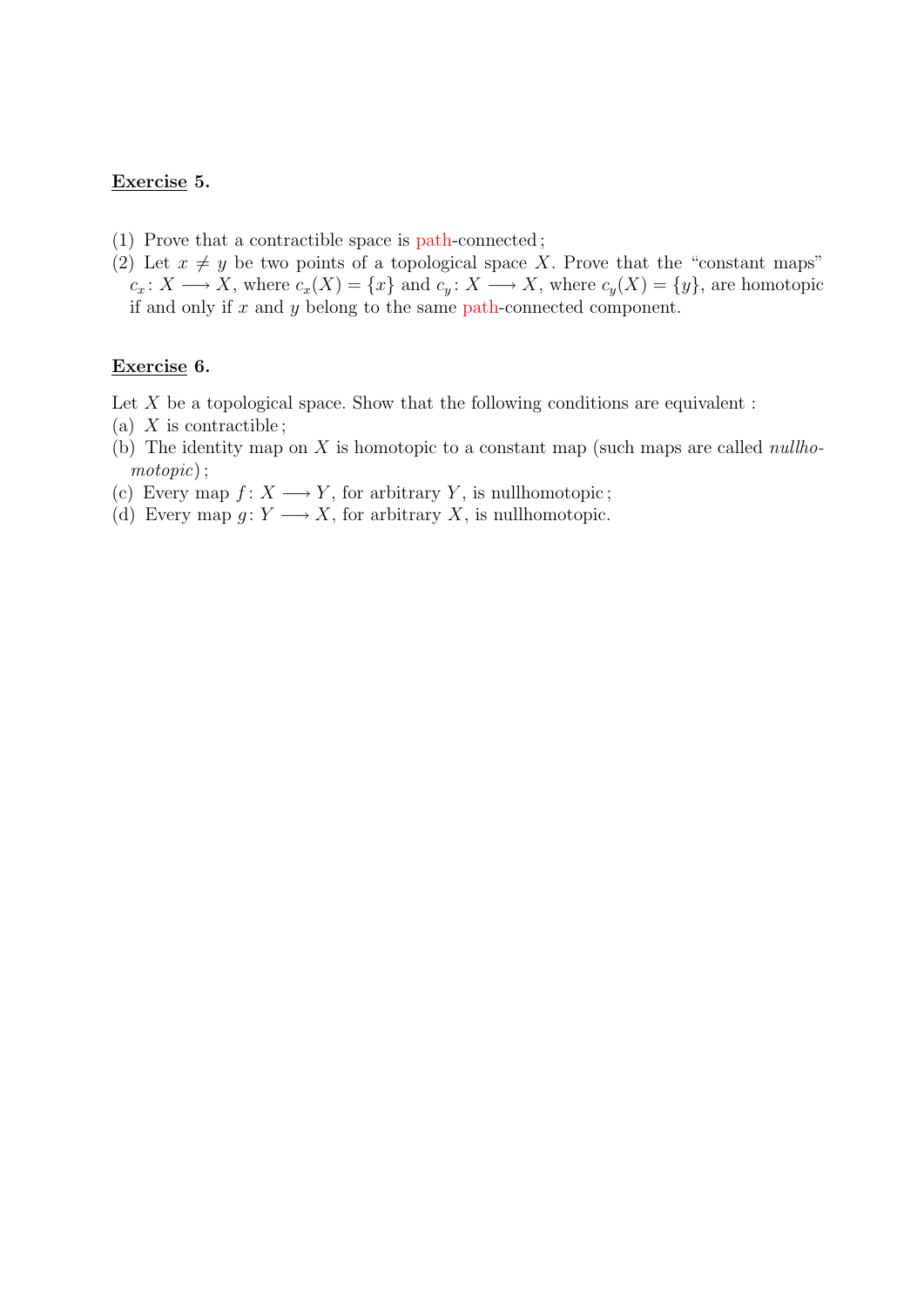**<u>Exercise</u> 5.**

(1) Prove that a contractible space is path-connected ;
(2) Let $x \neq y$ be two points of a topological space $X$. Prove that the "constant maps" $c_x \colon X \longrightarrow X$, where $c_x(X) = \{x\}$ and $c_y \colon X \longrightarrow X$, where $c_y(X) = \{y\}$, are homotopic if and only if $x$ and $y$ belong to the same path-connected component.

**<u>Exercise</u> 6.**

Let $X$ be a topological space. Show that the following conditions are equivalent :
(a) $X$ is contractible ;
(b) The identity map on $X$ is homotopic to a constant map (such maps are called *nullhomotopic*) ;
(c) Every map $f \colon X \longrightarrow Y$, for arbitrary $Y$, is nullhomotopic ;
(d) Every map $g \colon Y \longrightarrow X$, for arbitrary $X$, is nullhomotopic.